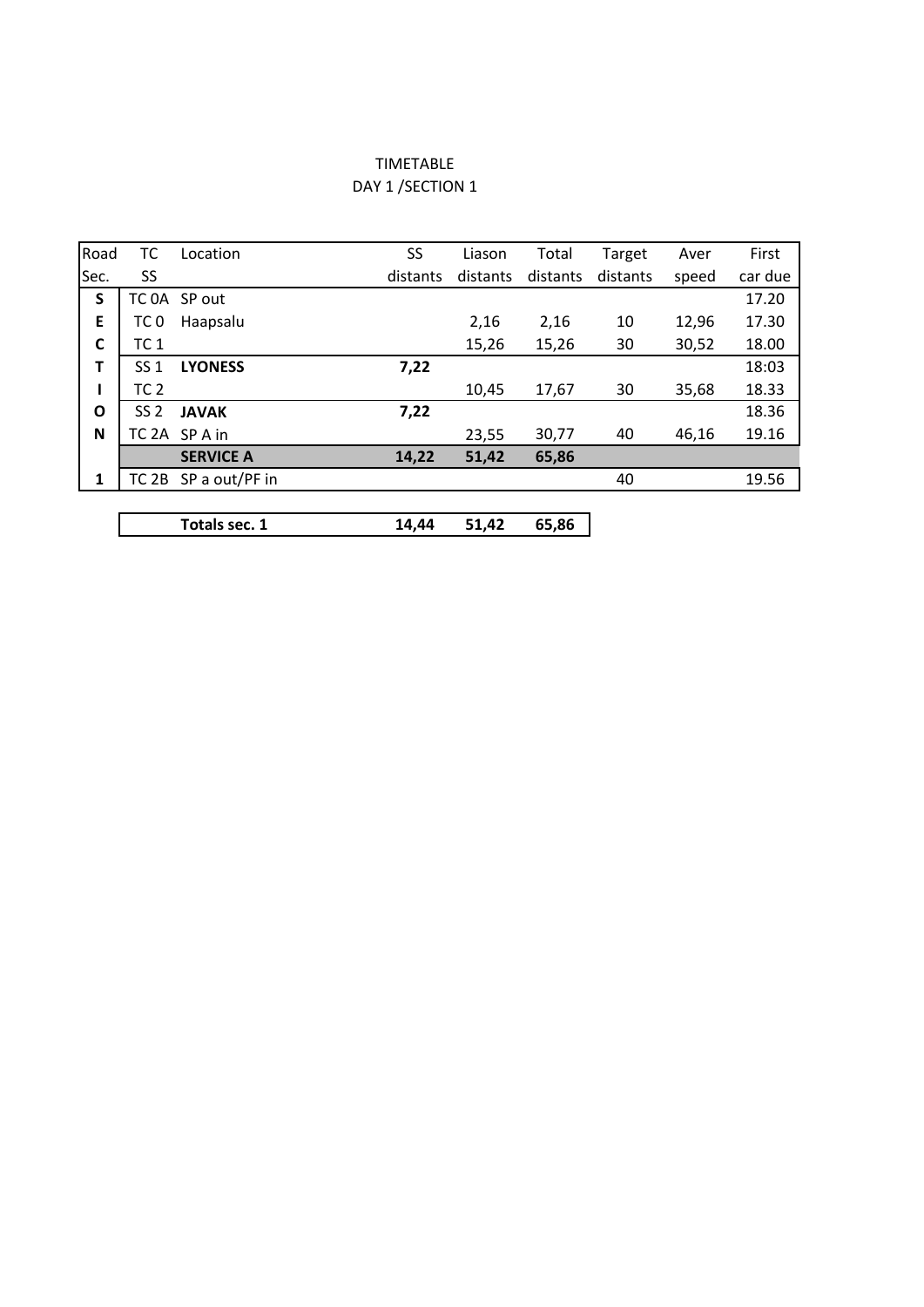TIMETABLE
DAY 1 /SECTION 1

| Road Sec. | TC SS | Location | SS distants | Liason distants | Total distants | Target distants | Aver speed | First car due |
|---|---|---|---|---|---|---|---|---|
| S | TC 0A | SP out | | | | | | 17.20 |
| E | TC 0 | Haapsalu | | 2,16 | 2,16 | 10 | 12,96 | 17.30 |
| C | TC 1 | | | 15,26 | 15,26 | 30 | 30,52 | 18.00 |
| T | SS 1 | **LYONESS** | **7,22** | | | | | 18:03 |
| I | TC 2 | | | 10,45 | 17,67 | 30 | 35,68 | 18.33 |
| O | SS 2 | **JAVAK** | **7,22** | | | | | 18.36 |
| N | TC 2A | SP A in | | 23,55 | 30,77 | 40 | 46,16 | 19.16 |
| | | **SERVICE A** | **14,22** | **51,42** | **65,86** | | | |
| 1 | TC 2B | SP a out/PF in | | | | 40 | | 19.56 |

| | SS distants | Liason distants | Total distants |
|---|---|---|---|
| **Totals sec. 1** | **14,44** | **51,42** | **65,86** |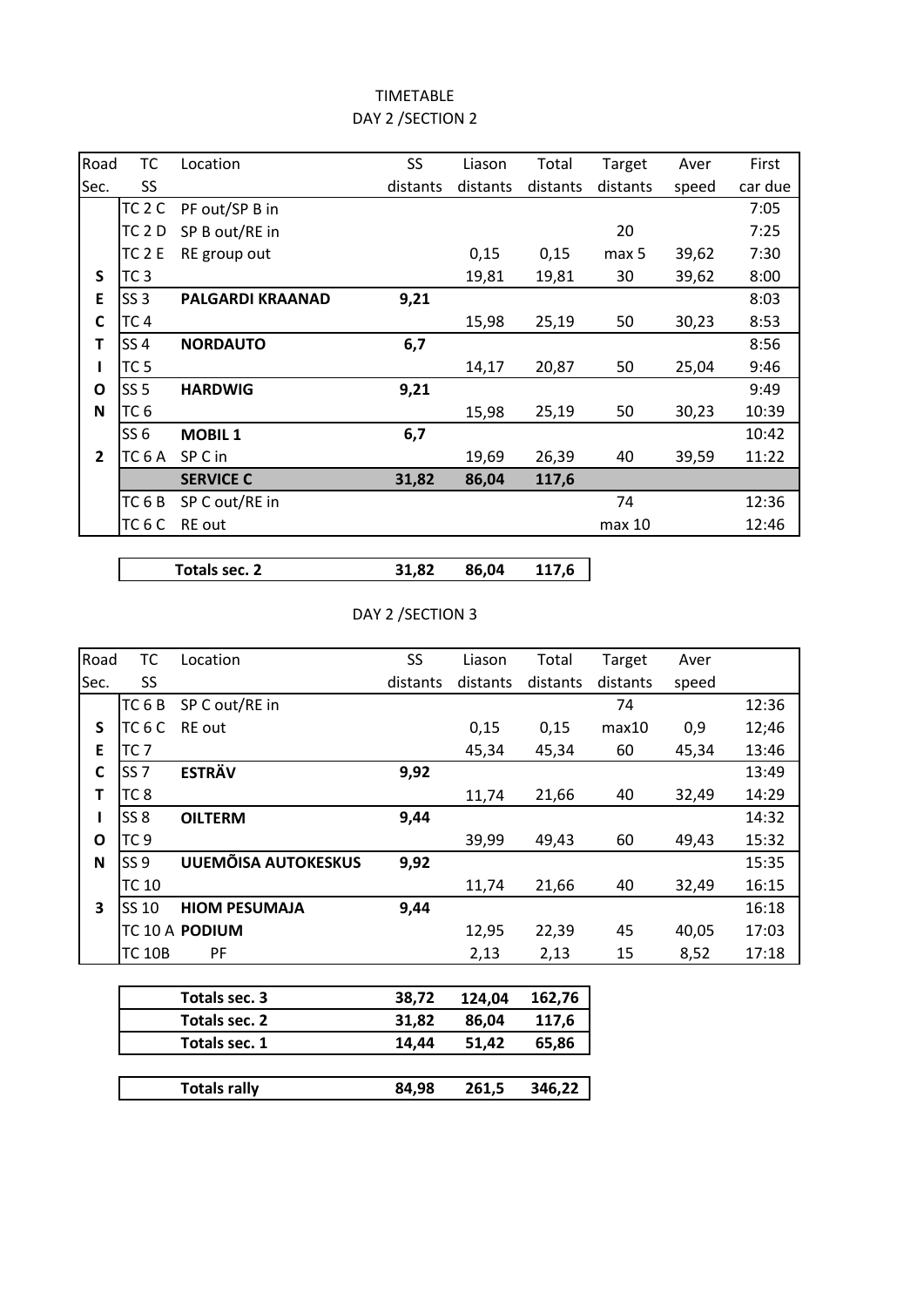TIMETABLE

DAY 2 /SECTION 2

| Road Sec. | TC SS | Location | SS distants | Liason distants | Total distants | Target distants | Aver speed | First car due |
|---|---|---|---|---|---|---|---|---|
| | TC 2 C | PF out/SP B in | | | | | | 7:05 |
| | TC 2 D | SP B out/RE in | | | | 20 | | 7:25 |
| | TC 2 E | RE group out | | 0,15 | 0,15 | max 5 | 39,62 | 7:30 |
| S | TC 3 | | | 19,81 | 19,81 | 30 | 39,62 | 8:00 |
| E | SS 3 | **PALGARDI KRAANAD** | **9,21** | | | | | 8:03 |
| C | TC 4 | | | 15,98 | 25,19 | 50 | 30,23 | 8:53 |
| T | SS 4 | **NORDAUTO** | **6,7** | | | | | 8:56 |
| I | TC 5 | | | 14,17 | 20,87 | 50 | 25,04 | 9:46 |
| O | SS 5 | **HARDWIG** | **9,21** | | | | | 9:49 |
| N | TC 6 | | | 15,98 | 25,19 | 50 | 30,23 | 10:39 |
| | SS 6 | **MOBIL 1** | **6,7** | | | | | 10:42 |
| 2 | TC 6 A | SP C in | | 19,69 | 26,39 | 40 | 39,59 | 11:22 |
| | | **SERVICE C** | **31,82** | **86,04** | **117,6** | | | |
| | TC 6 B | SP C out/RE in | | | | 74 | | 12:36 |
| | TC 6 C | RE out | | | | max 10 | | 12:46 |

| | | | |
|---|---|---|---|
| **Totals sec. 2** | **31,82** | **86,04** | **117,6** |

DAY 2 /SECTION 3

| Road Sec. | TC SS | Location | SS distants | Liason distants | Total distants | Target distants | Aver speed | |
|---|---|---|---|---|---|---|---|---|
| | TC 6 B | SP C out/RE in | | | | 74 | | 12:36 |
| S | TC 6 C | RE out | | 0,15 | 0,15 | max10 | 0,9 | 12;46 |
| E | TC 7 | | | 45,34 | 45,34 | 60 | 45,34 | 13:46 |
| C | SS 7 | **ESTRÄV** | **9,92** | | | | | 13:49 |
| T | TC 8 | | | 11,74 | 21,66 | 40 | 32,49 | 14:29 |
| I | SS 8 | **OILTERM** | **9,44** | | | | | 14:32 |
| O | TC 9 | | | 39,99 | 49,43 | 60 | 49,43 | 15:32 |
| N | SS 9 | **UUEMÕISA AUTOKESKUS** | **9,92** | | | | | 15:35 |
| | TC 10 | | | 11,74 | 21,66 | 40 | 32,49 | 16:15 |
| 3 | SS 10 | **HIOM PESUMAJA** | **9,44** | | | | | 16:18 |
| | TC 10 A | **PODIUM** | | 12,95 | 22,39 | 45 | 40,05 | 17:03 |
| | TC 10B | PF | | 2,13 | 2,13 | 15 | 8,52 | 17:18 |

| | | | |
|---|---|---|---|
| **Totals sec. 3** | **38,72** | **124,04** | **162,76** |
| **Totals sec. 2** | **31,82** | **86,04** | **117,6** |
| **Totals sec. 1** | **14,44** | **51,42** | **65,86** |
| **Totals rally** | **84,98** | **261,5** | **346,22** |